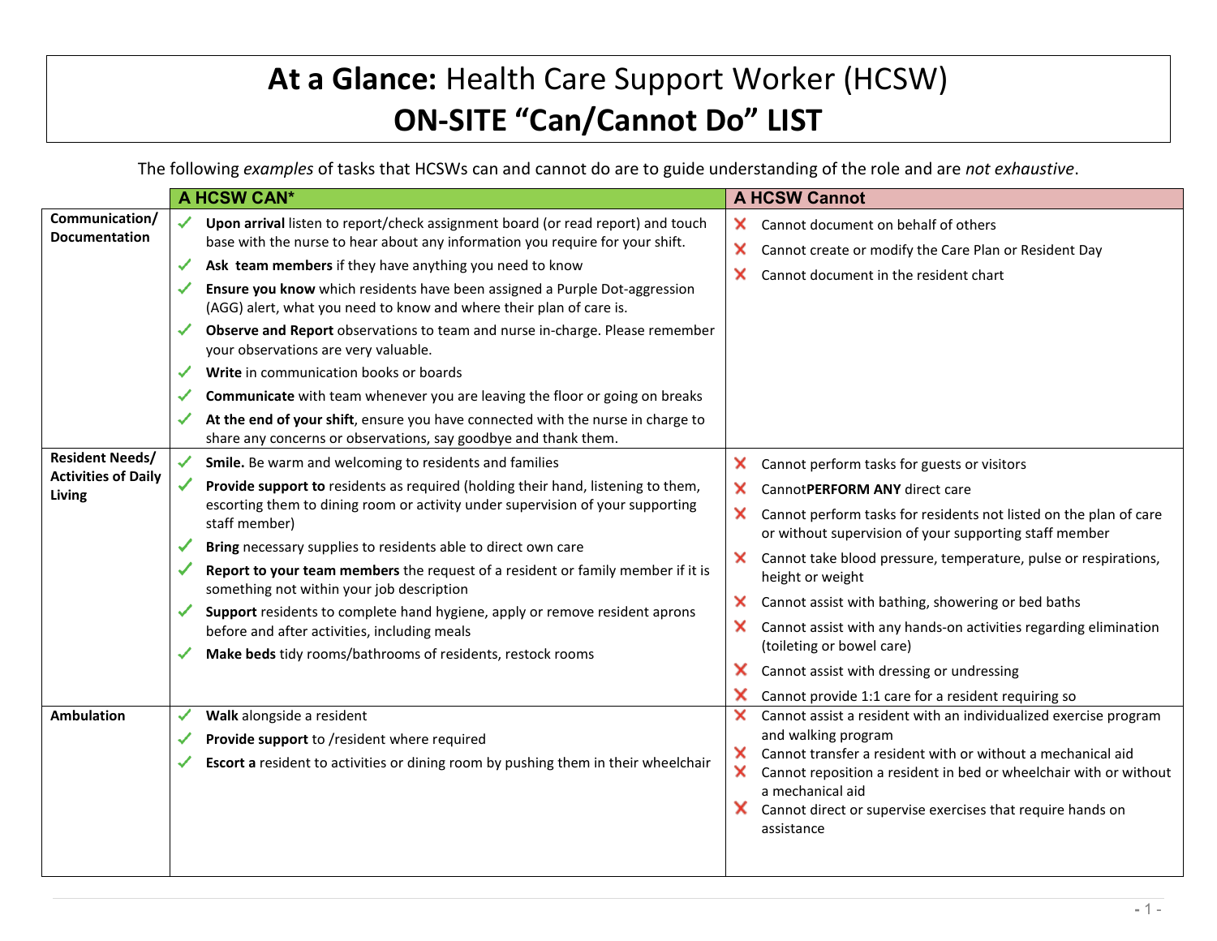# **At a Glance:** Health Care Support Worker (HCSW)
# ON-SITE "Can/Cannot Do" LIST

The following *examples* of tasks that HCSWs can and cannot do are to guide understanding of the role and are *not exhaustive*.

| | A HCSW CAN* | A HCSW Cannot |
|---|---|---|
| **Communication/ Documentation** | ✓ **Upon arrival** listen to report/check assignment board (or read report) and touch base with the nurse to hear about any information you require for your shift.<br>✓ **Ask team members** if they have anything you need to know<br>✓ **Ensure you know** which residents have been assigned a Purple Dot-aggression (AGG) alert, what you need to know and where their plan of care is.<br>✓ **Observe and Report** observations to team and nurse in-charge. Please remember your observations are very valuable.<br>✓ **Write** in communication books or boards<br>✓ **Communicate** with team whenever you are leaving the floor or going on breaks<br>✓ **At the end of your shift**, ensure you have connected with the nurse in charge to share any concerns or observations, say goodbye and thank them. | ✗ Cannot document on behalf of others<br>✗ Cannot create or modify the Care Plan or Resident Day<br>✗ Cannot document in the resident chart |
| **Resident Needs/ Activities of Daily Living** | ✓ **Smile.** Be warm and welcoming to residents and families<br>✓ **Provide support to** residents as required (holding their hand, listening to them, escorting them to dining room or activity under supervision of your supporting staff member)<br>✓ **Bring** necessary supplies to residents able to direct own care<br>✓ **Report to your team members** the request of a resident or family member if it is something not within your job description<br>✓ **Support** residents to complete hand hygiene, apply or remove resident aprons before and after activities, including meals<br>✓ **Make beds** tidy rooms/bathrooms of residents, restock rooms | ✗ Cannot perform tasks for guests or visitors<br>✗ Cannot**PERFORM ANY** direct care<br>✗ Cannot perform tasks for residents not listed on the plan of care or without supervision of your supporting staff member<br>✗ Cannot take blood pressure, temperature, pulse or respirations, height or weight<br>✗ Cannot assist with bathing, showering or bed baths<br>✗ Cannot assist with any hands-on activities regarding elimination (toileting or bowel care)<br>✗ Cannot assist with dressing or undressing<br>✗ Cannot provide 1:1 care for a resident requiring so |
| **Ambulation** | ✓ **Walk** alongside a resident<br>✓ **Provide support** to /resident where required<br>✓ **Escort a** resident to activities or dining room by pushing them in their wheelchair | ✗ Cannot assist a resident with an individualized exercise program and walking program<br>✗ Cannot transfer a resident with or without a mechanical aid<br>✗ Cannot reposition a resident in bed or wheelchair with or without a mechanical aid<br>✗ Cannot direct or supervise exercises that require hands on assistance |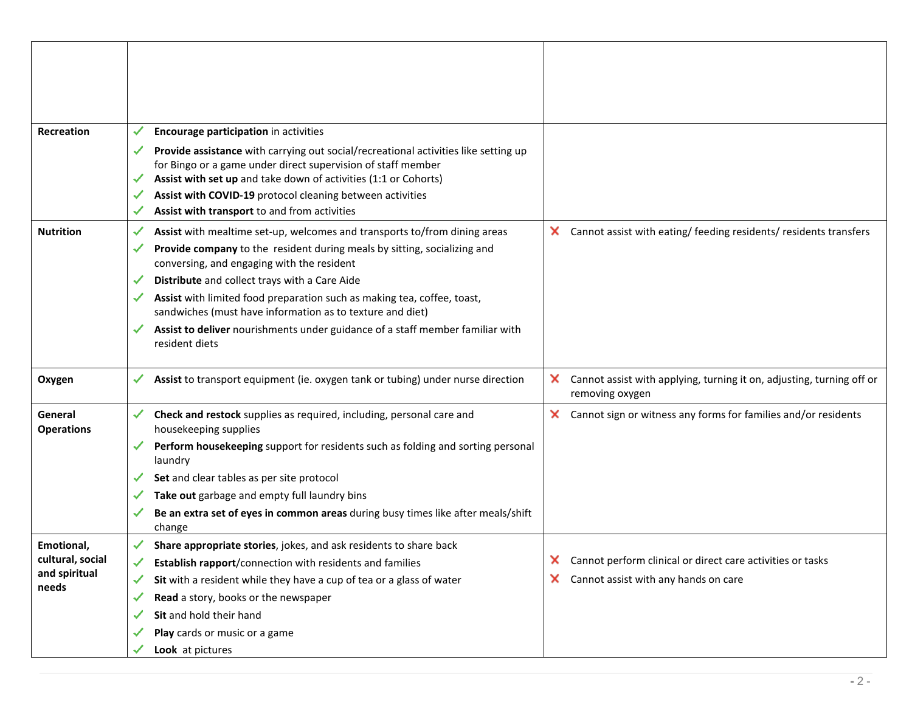| | | |
|---|---|---|
| | | |
| **Recreation** | ✓ **Encourage participation** in activities<br>✓ **Provide assistance** with carrying out social/recreational activities like setting up for Bingo or a game under direct supervision of staff member<br>✓ **Assist with set up** and take down of activities (1:1 or Cohorts)<br>✓ **Assist with COVID-19** protocol cleaning between activities<br>✓ **Assist with transport** to and from activities | |
| **Nutrition** | ✓ **Assist** with mealtime set-up, welcomes and transports to/from dining areas<br>✓ **Provide company** to the resident during meals by sitting, socializing and conversing, and engaging with the resident<br>✓ **Distribute** and collect trays with a Care Aide<br>✓ **Assist** with limited food preparation such as making tea, coffee, toast, sandwiches (must have information as to texture and diet)<br>✓ **Assist to deliver** nourishments under guidance of a staff member familiar with resident diets | ✗ Cannot assist with eating/ feeding residents/ residents transfers |
| **Oxygen** | ✓ **Assist** to transport equipment (ie. oxygen tank or tubing) under nurse direction | ✗ Cannot assist with applying, turning it on, adjusting, turning off or removing oxygen |
| **General Operations** | ✓ **Check and restock** supplies as required, including, personal care and housekeeping supplies<br>✓ **Perform housekeeping** support for residents such as folding and sorting personal laundry<br>✓ **Set** and clear tables as per site protocol<br>✓ **Take out** garbage and empty full laundry bins<br>✓ **Be an extra set of eyes in common areas** during busy times like after meals/shift change | ✗ Cannot sign or witness any forms for families and/or residents |
| **Emotional, cultural, social and spiritual needs** | ✓ **Share appropriate stories**, jokes, and ask residents to share back<br>✓ **Establish rapport**/connection with residents and families<br>✓ **Sit** with a resident while they have a cup of tea or a glass of water<br>✓ **Read** a story, books or the newspaper<br>✓ **Sit** and hold their hand<br>✓ **Play** cards or music or a game<br>✓ **Look** at pictures | ✗ Cannot perform clinical or direct care activities or tasks<br>✗ Cannot assist with any hands on care |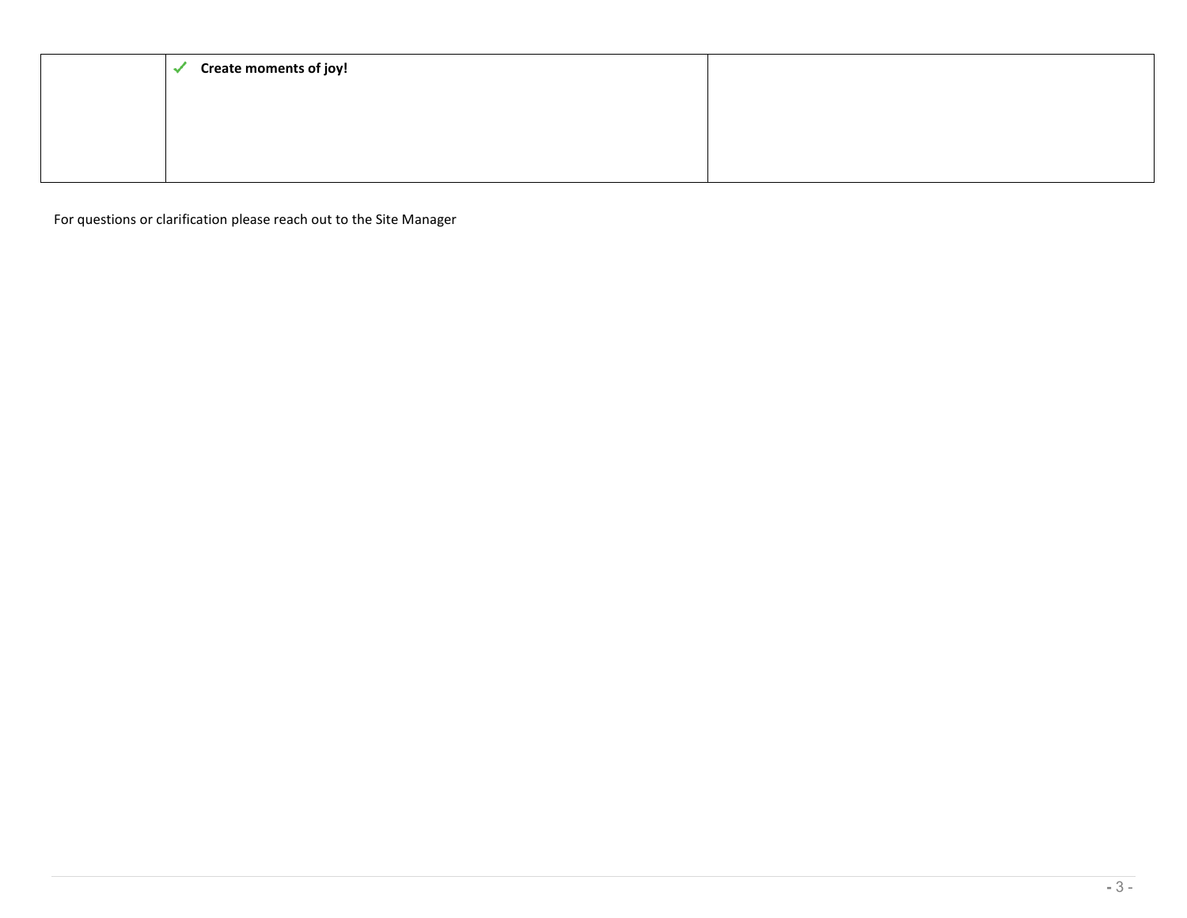| | | |
|---|---|---|
| | ✓ **Create moments of joy!** | |

For questions or clarification please reach out to the Site Manager